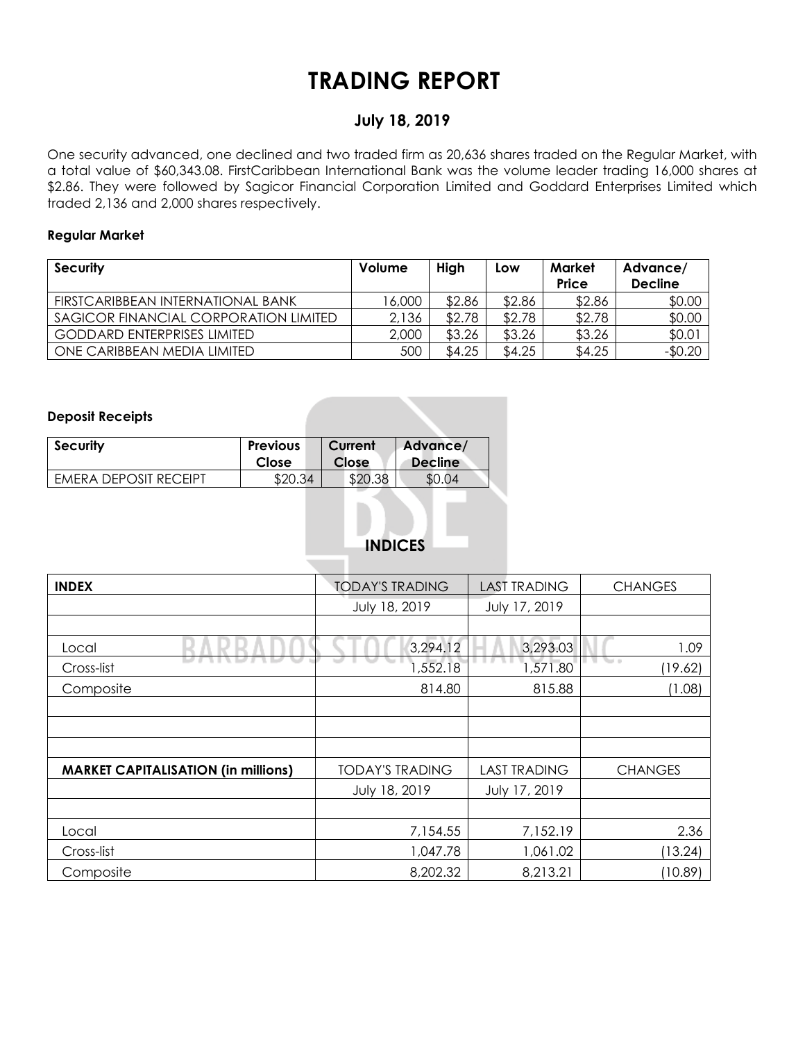# TRADING REPORT

## July 18, 2019

One security advanced, one declined and two traded firm as 20,636 shares traded on the Regular Market, with a total value of $60,343.08. FirstCaribbean International Bank was the volume leader trading 16,000 shares at $2.86. They were followed by Sagicor Financial Corporation Limited and Goddard Enterprises Limited which traded 2,136 and 2,000 shares respectively.

### Regular Market

| Security | Volume | High | Low | Market Price | Advance/ Decline |
|---|---|---|---|---|---|
| FIRSTCARIBBEAN INTERNATIONAL BANK | 16,000 | $2.86 | $2.86 | $2.86 | $0.00 |
| SAGICOR FINANCIAL CORPORATION LIMITED | 2,136 | $2.78 | $2.78 | $2.78 | $0.00 |
| GODDARD ENTERPRISES LIMITED | 2,000 | $3.26 | $3.26 | $3.26 | $0.01 |
| ONE CARIBBEAN MEDIA LIMITED | 500 | $4.25 | $4.25 | $4.25 | -$0.20 |

### Deposit Receipts

| Security | Previous Close | Current Close | Advance/ Decline |
|---|---|---|---|
| EMERA DEPOSIT RECEIPT | $20.34 | $20.38 | $0.04 |

## INDICES

| INDEX | TODAY'S TRADING | LAST TRADING | CHANGES |
|---|---|---|---|
| | July 18, 2019 | July 17, 2019 | |
| | | | |
| Local | 3,294.12 | 3,293.03 | 1.09 |
| Cross-list | 1,552.18 | 1,571.80 | (19.62) |
| Composite | 814.80 | 815.88 | (1.08) |
| | | | |
| | | | |
| | | | |
| **MARKET CAPITALISATION (in millions)** | TODAY'S TRADING | LAST TRADING | CHANGES |
| | July 18, 2019 | July 17, 2019 | |
| | | | |
| Local | 7,154.55 | 7,152.19 | 2.36 |
| Cross-list | 1,047.78 | 1,061.02 | (13.24) |
| Composite | 8,202.32 | 8,213.21 | (10.89) |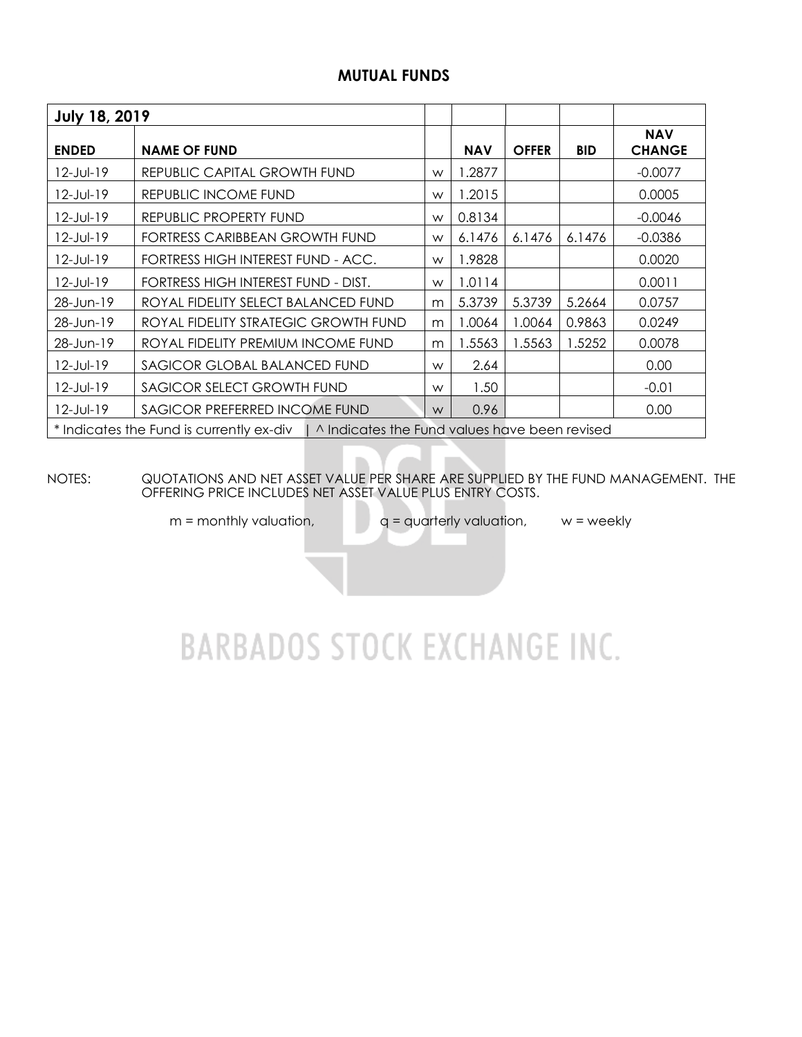## MUTUAL FUNDS

| July 18, 2019 | | | | | | |
|---|---|---|---|---|---|---|
| **ENDED** | **NAME OF FUND** | | **NAV** | **OFFER** | **BID** | **NAV CHANGE** |
| 12-Jul-19 | REPUBLIC CAPITAL GROWTH FUND | w | 1.2877 | | | -0.0077 |
| 12-Jul-19 | REPUBLIC INCOME FUND | w | 1.2015 | | | 0.0005 |
| 12-Jul-19 | REPUBLIC PROPERTY FUND | w | 0.8134 | | | -0.0046 |
| 12-Jul-19 | FORTRESS CARIBBEAN GROWTH FUND | w | 6.1476 | 6.1476 | 6.1476 | -0.0386 |
| 12-Jul-19 | FORTRESS HIGH INTEREST FUND - ACC. | w | 1.9828 | | | 0.0020 |
| 12-Jul-19 | FORTRESS HIGH INTEREST FUND - DIST. | w | 1.0114 | | | 0.0011 |
| 28-Jun-19 | ROYAL FIDELITY SELECT BALANCED FUND | m | 5.3739 | 5.3739 | 5.2664 | 0.0757 |
| 28-Jun-19 | ROYAL FIDELITY STRATEGIC GROWTH FUND | m | 1.0064 | 1.0064 | 0.9863 | 0.0249 |
| 28-Jun-19 | ROYAL FIDELITY PREMIUM INCOME FUND | m | 1.5563 | 1.5563 | 1.5252 | 0.0078 |
| 12-Jul-19 | SAGICOR GLOBAL BALANCED FUND | w | 2.64 | | | 0.00 |
| 12-Jul-19 | SAGICOR SELECT GROWTH FUND | w | 1.50 | | | -0.01 |
| 12-Jul-19 | SAGICOR PREFERRED INCOME FUND | w | 0.96 | | | 0.00 |
| * Indicates the Fund is currently ex-div \| ^ Indicates the Fund values have been revised | | | | | | |

NOTES: QUOTATIONS AND NET ASSET VALUE PER SHARE ARE SUPPLIED BY THE FUND MANAGEMENT. THE OFFERING PRICE INCLUDES NET ASSET VALUE PLUS ENTRY COSTS.

m = monthly valuation, q = quarterly valuation, w = weekly

BARBADOS STOCK EXCHANGE INC.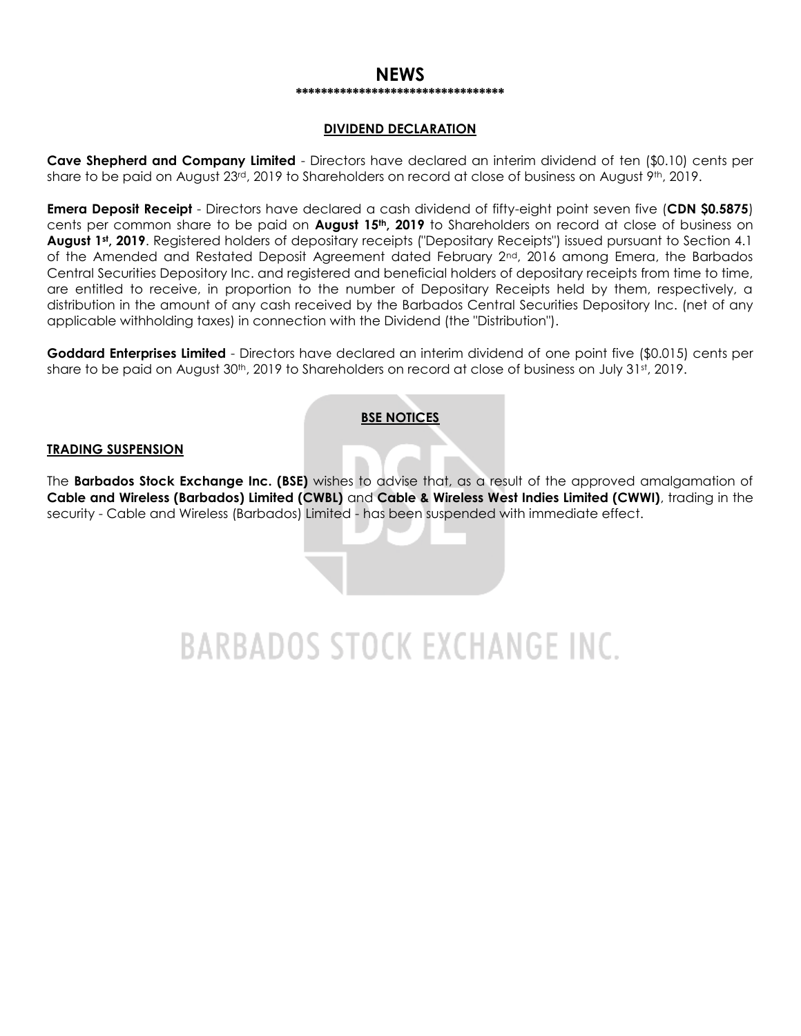# NEWS

**********************************

## DIVIDEND DECLARATION

**Cave Shepherd and Company Limited** - Directors have declared an interim dividend of ten ($0.10) cents per share to be paid on August 23rd, 2019 to Shareholders on record at close of business on August 9th, 2019.

**Emera Deposit Receipt** - Directors have declared a cash dividend of fifty-eight point seven five (**CDN $0.5875**) cents per common share to be paid on **August 15th, 2019** to Shareholders on record at close of business on **August 1st, 2019**. Registered holders of depositary receipts ("Depositary Receipts") issued pursuant to Section 4.1 of the Amended and Restated Deposit Agreement dated February 2nd, 2016 among Emera, the Barbados Central Securities Depository Inc. and registered and beneficial holders of depositary receipts from time to time, are entitled to receive, in proportion to the number of Depositary Receipts held by them, respectively, a distribution in the amount of any cash received by the Barbados Central Securities Depository Inc. (net of any applicable withholding taxes) in connection with the Dividend (the "Distribution").

**Goddard Enterprises Limited** - Directors have declared an interim dividend of one point five ($0.015) cents per share to be paid on August 30th, 2019 to Shareholders on record at close of business on July 31st, 2019.

## BSE NOTICES

### TRADING SUSPENSION

The **Barbados Stock Exchange Inc. (BSE)** wishes to advise that, as a result of the approved amalgamation of **Cable and Wireless (Barbados) Limited (CWBL)** and **Cable & Wireless West Indies Limited (CWWI)**, trading in the security - Cable and Wireless (Barbados) Limited - has been suspended with immediate effect.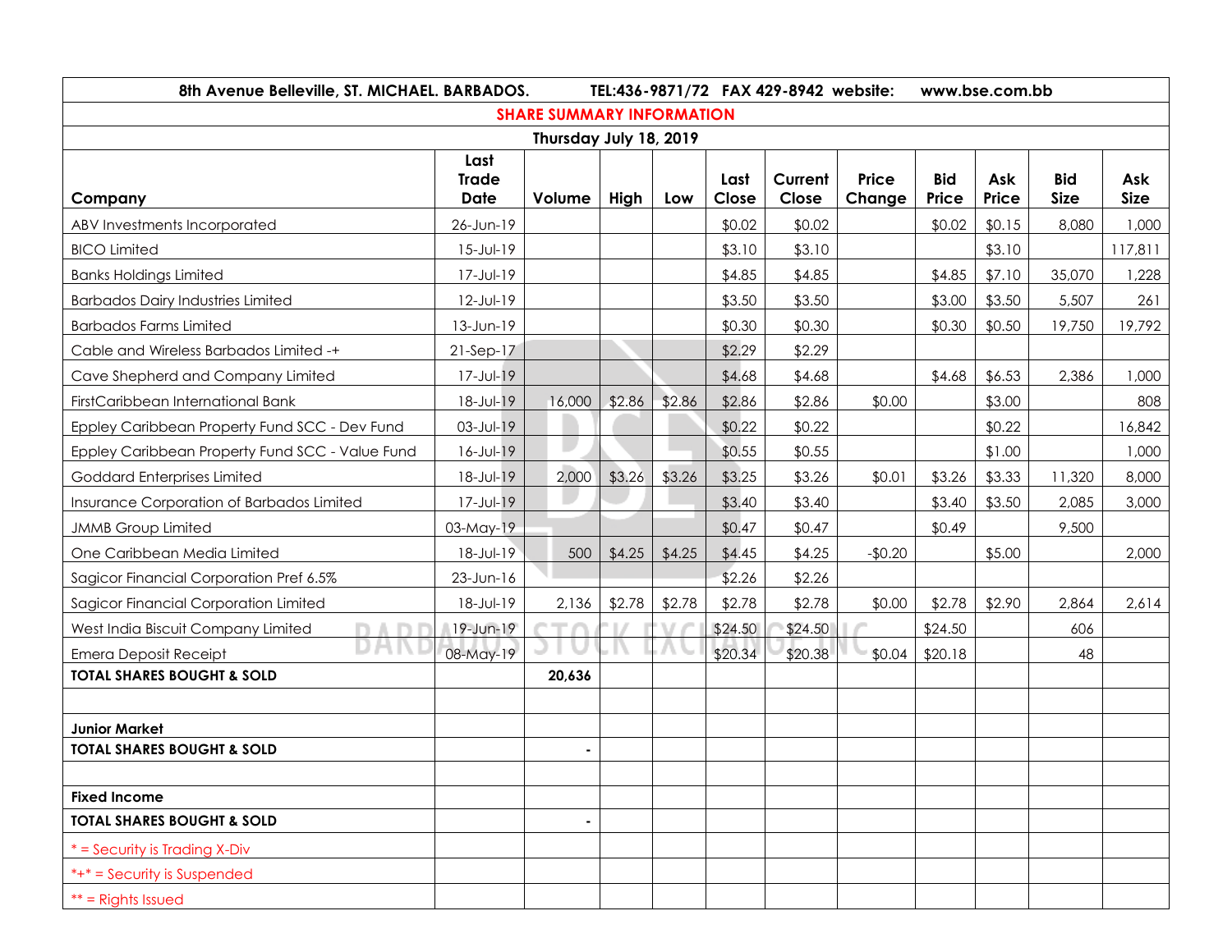| 8th Avenue Belleville, ST. MICHAEL. BARBADOS. TEL:436-9871/72 FAX 429-8942 website: www.bse.com.bb | | | | | | | | | | | |
|---|---|---|---|---|---|---|---|---|---|---|---|
| **SHARE SUMMARY INFORMATION** | | | | | | | | | | | |
| **Thursday July 18, 2019** | | | | | | | | | | | |
| **Company** | **Last Trade Date** | **Volume** | **High** | **Low** | **Last Close** | **Current Close** | **Price Change** | **Bid Price** | **Ask Price** | **Bid Size** | **Ask Size** |
| ABV Investments Incorporated | 26-Jun-19 | | | | $0.02 | $0.02 | | $0.02 | $0.15 | 8,080 | 1,000 |
| BICO Limited | 15-Jul-19 | | | | $3.10 | $3.10 | | | $3.10 | | 117,811 |
| Banks Holdings Limited | 17-Jul-19 | | | | $4.85 | $4.85 | | $4.85 | $7.10 | 35,070 | 1,228 |
| Barbados Dairy Industries Limited | 12-Jul-19 | | | | $3.50 | $3.50 | | $3.00 | $3.50 | 5,507 | 261 |
| Barbados Farms Limited | 13-Jun-19 | | | | $0.30 | $0.30 | | $0.30 | $0.50 | 19,750 | 19,792 |
| Cable and Wireless Barbados Limited -+ | 21-Sep-17 | | | | $2.29 | $2.29 | | | | | |
| Cave Shepherd and Company Limited | 17-Jul-19 | | | | $4.68 | $4.68 | | $4.68 | $6.53 | 2,386 | 1,000 |
| FirstCaribbean International Bank | 18-Jul-19 | 16,000 | $2.86 | $2.86 | $2.86 | $2.86 | $0.00 | | $3.00 | | 808 |
| Eppley Caribbean Property Fund SCC - Dev Fund | 03-Jul-19 | | | | $0.22 | $0.22 | | | $0.22 | | 16,842 |
| Eppley Caribbean Property Fund SCC - Value Fund | 16-Jul-19 | | | | $0.55 | $0.55 | | | $1.00 | | 1,000 |
| Goddard Enterprises Limited | 18-Jul-19 | 2,000 | $3.26 | $3.26 | $3.25 | $3.26 | $0.01 | $3.26 | $3.33 | 11,320 | 8,000 |
| Insurance Corporation of Barbados Limited | 17-Jul-19 | | | | $3.40 | $3.40 | | $3.40 | $3.50 | 2,085 | 3,000 |
| JMMB Group Limited | 03-May-19 | | | | $0.47 | $0.47 | | $0.49 | | 9,500 | |
| One Caribbean Media Limited | 18-Jul-19 | 500 | $4.25 | $4.25 | $4.45 | $4.25 | -$0.20 | | $5.00 | | 2,000 |
| Sagicor Financial Corporation Pref 6.5% | 23-Jun-16 | | | | $2.26 | $2.26 | | | | | |
| Sagicor Financial Corporation Limited | 18-Jul-19 | 2,136 | $2.78 | $2.78 | $2.78 | $2.78 | $0.00 | $2.78 | $2.90 | 2,864 | 2,614 |
| West India Biscuit Company Limited | 19-Jun-19 | | | | $24.50 | $24.50 | | $24.50 | | 606 | |
| Emera Deposit Receipt | 08-May-19 | | | | $20.34 | $20.38 | $0.04 | $20.18 | | 48 | |
| **TOTAL SHARES BOUGHT & SOLD** | | **20,636** | | | | | | | | | |
| | | | | | | | | | | | |
| **Junior Market** | | | | | | | | | | | |
| **TOTAL SHARES BOUGHT & SOLD** | | - | | | | | | | | | |
| | | | | | | | | | | | |
| **Fixed Income** | | | | | | | | | | | |
| **TOTAL SHARES BOUGHT & SOLD** | | - | | | | | | | | | |
| * = Security is Trading X-Div | | | | | | | | | | | |
| *+* = Security is Suspended | | | | | | | | | | | |
| ** = Rights Issued | | | | | | | | | | | |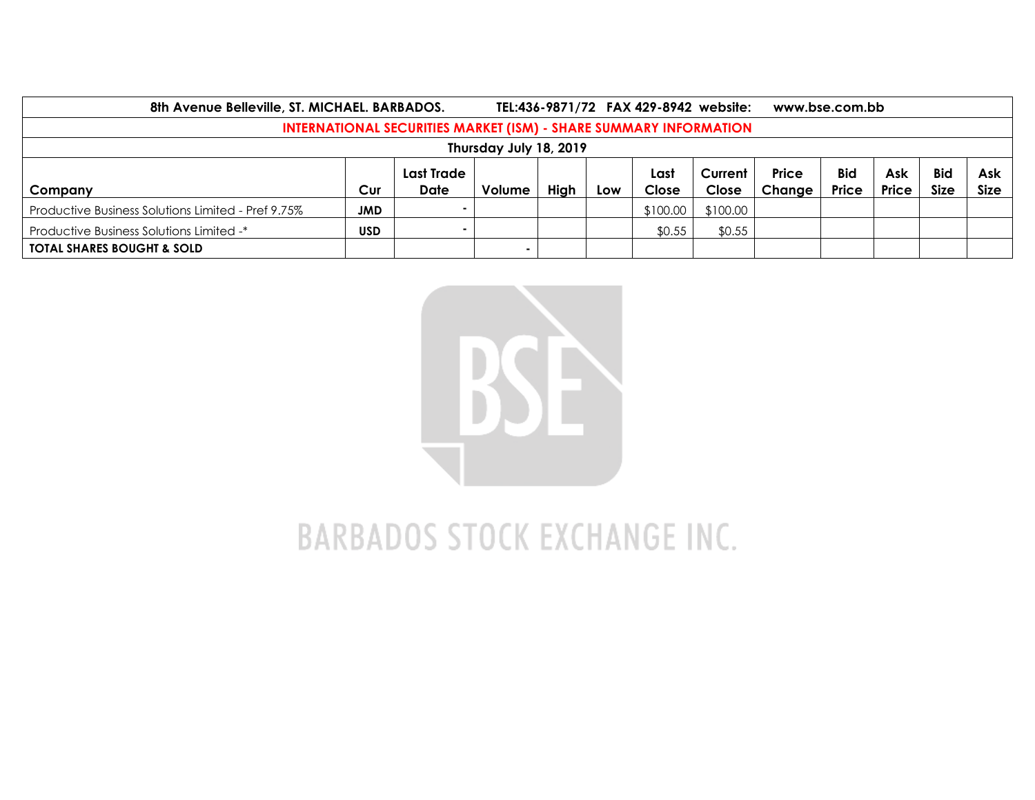| 8th Avenue Belleville, ST. MICHAEL. BARBADOS. TEL:436-9871/72 FAX 429-8942 website: www.bse.com.bb | | | | | | | | | | | | | |
|---|---|---|---|---|---|---|---|---|---|---|---|---|---|
| **INTERNATIONAL SECURITIES MARKET (ISM) - SHARE SUMMARY INFORMATION** | | | | | | | | | | | | | |
| **Thursday July 18, 2019** | | | | | | | | | | | | | |
| **Company** | **Cur** | **Last Trade Date** | **Volume** | **High** | **Low** | **Last Close** | **Current Close** | **Price Change** | **Bid Price** | **Ask Price** | **Bid Size** | **Ask Size** |
| Productive Business Solutions Limited - Pref 9.75% | **JMD** | - | | | | $100.00 | $100.00 | | | | | |
| Productive Business Solutions Limited -* | **USD** | - | | | | $0.55 | $0.55 | | | | | |
| **TOTAL SHARES BOUGHT & SOLD** | | | - | | | | | | | | | |

BARBADOS STOCK EXCHANGE INC.